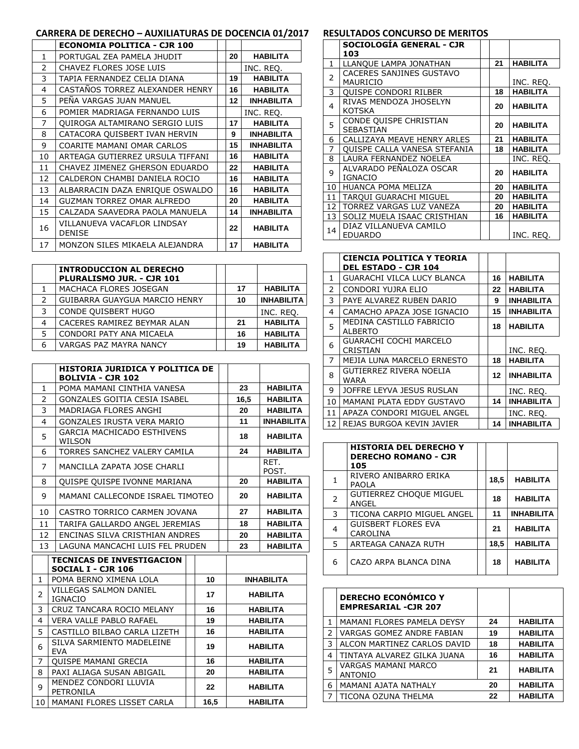## CARRERA DE DERECHO – AUXILIATURAS DE DOCENCIA 01/2017

| | ECONOMIA POLITICA - CJR 100 | | | |
|---|---|---|---|---|
| 1 | PORTUGAL ZEA PAMELA JHUDIT | | 20 | HABILITA |
| 2 | CHAVEZ FLORES JOSE LUIS | | | INC. REQ. |
| 3 | TAPIA FERNANDEZ CELIA DIANA | | 19 | HABILITA |
| 4 | CASTAÑOS TORREZ ALEXANDER HENRY | | 16 | HABILITA |
| 5 | PEÑA VARGAS JUAN MANUEL | | 12 | INHABILITA |
| 6 | POMIER MADRIAGA FERNANDO LUIS | | | INC. REQ. |
| 7 | QUIROGA ALTAMIRANO SERGIO LUIS | | 17 | HABILITA |
| 8 | CATACORA QUISBERT IVAN HERVIN | | 9 | INHABILITA |
| 9 | COARITE MAMANI OMAR CARLOS | | 15 | INHABILITA |
| 10 | ARTEAGA GUTIERREZ URSULA TIFFANI | | 16 | HABILITA |
| 11 | CHAVEZ JIMENEZ GHERSON EDUARDO | | 22 | HABILITA |
| 12 | CALDERON CHAMBI DANIELA ROCIO | | 16 | HABILITA |
| 13 | ALBARRACIN DAZA ENRIQUE OSWALDO | | 16 | HABILITA |
| 14 | GUZMAN TORREZ OMAR ALFREDO | | 20 | HABILITA |
| 15 | CALZADA SAAVEDRA PAOLA MANUELA | | 14 | INHABILITA |
| 16 | VILLANUEVA VACAFLOR LINDSAY DENISE | | 22 | HABILITA |
| 17 | MONZON SILES MIKAELA ALEJANDRA | | 17 | HABILITA |

| | INTRODUCCION AL DERECHO PLURALISMO JUR. - CJR 101 | | | |
|---|---|---|---|---|
| 1 | MACHACA FLORES JOSEGAN | | 17 | HABILITA |
| 2 | GUIBARRA GUAYGUA MARCIO HENRY | | 10 | INHABILITA |
| 3 | CONDE QUISBERT HUGO | | | INC. REQ. |
| 4 | CACERES RAMIREZ BEYMAR ALAN | | 21 | HABILITA |
| 5 | CONDORI PATY ANA MICAELA | | 16 | HABILITA |
| 6 | VARGAS PAZ MAYRA NANCY | | 19 | HABILITA |

| | HISTORIA JURIDICA Y POLITICA DE BOLIVIA - CJR 102 | | | |
|---|---|---|---|---|
| 1 | POMA MAMANI CINTHIA VANESA | | 23 | HABILITA |
| 2 | GONZALES GOITIA CESIA ISABEL | | 16,5 | HABILITA |
| 3 | MADRIAGA FLORES ANGHI | | 20 | HABILITA |
| 4 | GONZALES IRUSTA VERA MARIO | | 11 | INHABILITA |
| 5 | GARCIA MACHICADO ESTHIVENS WILSON | | 18 | HABILITA |
| 6 | TORRES SANCHEZ VALERY CAMILA | | 24 | HABILITA |
| 7 | MANCILLA ZAPATA JOSE CHARLI | | | RET. POST. |
| 8 | QUISPE QUISPE IVONNE MARIANA | | 20 | HABILITA |
| 9 | MAMANI CALLECONDE ISRAEL TIMOTEO | | 20 | HABILITA |
| 10 | CASTRO TORRICO CARMEN JOVANA | | 27 | HABILITA |
| 11 | TARIFA GALLARDO ANGEL JEREMIAS | | 18 | HABILITA |
| 12 | ENCINAS SILVA CRISTHIAN ANDRES | | 20 | HABILITA |
| 13 | LAGUNA MANCACHI LUIS FEL PRUDEN | | 23 | HABILITA |

| | TECNICAS DE INVESTIGACION SOCIAL I - CJR 106 | | | |
|---|---|---|---|---|
| 1 | POMA BERNO XIMENA LOLA | | 10 | INHABILITA |
| 2 | VILLEGAS SALMON DANIEL IGNACIO | | 17 | HABILITA |
| 3 | CRUZ TANCARA ROCIO MELANY | | 16 | HABILITA |
| 4 | VERA VALLE PABLO RAFAEL | | 19 | HABILITA |
| 5 | CASTILLO BILBAO CARLA LIZETH | | 16 | HABILITA |
| 6 | SILVA SARMIENTO MADELEINE EVA | | 19 | HABILITA |
| 7 | QUISPE MAMANI GRECIA | | 16 | HABILITA |
| 8 | PAXI ALIAGA SUSAN ABIGAIL | | 20 | HABILITA |
| 9 | MENDEZ CONDORI LLUVIA PETRONILA | | 22 | HABILITA |
| 10 | MAMANI FLORES LISSET CARLA | | 16,5 | HABILITA |

## RESULTADOS CONCURSO DE MERITOS

| | SOCIOLOGÍA GENERAL - CJR 103 | | | |
|---|---|---|---|---|
| 1 | LLANQUE LAMPA JONATHAN | | 21 | HABILITA |
| 2 | CACERES SANJINES GUSTAVO MAURICIO | | | INC. REQ. |
| 3 | QUISPE CONDORI RILBER | | 18 | HABILITA |
| 4 | RIVAS MENDOZA JHOSELYN KOTSKA | | 20 | HABILITA |
| 5 | CONDE QUISPE CHRISTIAN SEBASTIAN | | 20 | HABILITA |
| 6 | CALLIZAYA MEAVE HENRY ARLES | | 21 | HABILITA |
| 7 | QUISPE CALLA VANESA STEFANIA | | 18 | HABILITA |
| 8 | LAURA FERNANDEZ NOELEA | | | INC. REQ. |
| 9 | ALVARADO PEÑALOZA OSCAR IGNACIO | | 20 | HABILITA |
| 10 | HUANCA POMA MELIZA | | 20 | HABILITA |
| 11 | TARQUI GUARACHI MIGUEL | | 20 | HABILITA |
| 12 | TORREZ VARGAS LUZ VANEZA | | 20 | HABILITA |
| 13 | SOLIZ MUELA ISAAC CRISTHIAN | | 16 | HABILITA |
| 14 | DIAZ VILLANUEVA CAMILO EDUARDO | | | INC. REQ. |

| | CIENCIA POLITICA Y TEORIA DEL ESTADO - CJR 104 | | | |
|---|---|---|---|---|
| 1 | GUARACHI VILCA LUCY BLANCA | | 16 | HABILITA |
| 2 | CONDORI YUJRA ELIO | | 22 | HABILITA |
| 3 | PAYE ALVAREZ RUBEN DARIO | | 9 | INHABILITA |
| 4 | CAMACHO APAZA JOSE IGNACIO | | 15 | INHABILITA |
| 5 | MEDINA CASTILLO FABRICIO ALBERTO | | 18 | HABILITA |
| 6 | GUARACHI COCHI MARCELO CRISTIAN | | | INC. REQ. |
| 7 | MEJIA LUNA MARCELO ERNESTO | | 18 | HABILITA |
| 8 | GUTIERREZ RIVERA NOELIA WARA | | 12 | INHABILITA |
| 9 | JOFFRE LEYVA JESUS RUSLAN | | | INC. REQ. |
| 10 | MAMANI PLATA EDDY GUSTAVO | | 14 | INHABILITA |
| 11 | APAZA CONDORI MIGUEL ANGEL | | | INC. REQ. |
| 12 | REJAS BURGOA KEVIN JAVIER | | 14 | INHABILITA |

| | HISTORIA DEL DERECHO Y DERECHO ROMANO - CJR 105 | | | |
|---|---|---|---|---|
| 1 | RIVERO ANIBARRO ERIKA PAOLA | | 18,5 | HABILITA |
| 2 | GUTIERREZ CHOQUE MIGUEL ANGEL | | 18 | HABILITA |
| 3 | TICONA CARPIO MIGUEL ANGEL | | 11 | INHABILITA |
| 4 | GUISBERT FLORES EVA CAROLINA | | 21 | HABILITA |
| 5 | ARTEAGA CANAZA RUTH | | 18,5 | HABILITA |
| 6 | CAZO ARPA BLANCA DINA | | 18 | HABILITA |

| | DERECHO ECONÓMICO Y EMPRESARIAL -CJR 207 | | |
|---|---|---|---|
| 1 | MAMANI FLORES PAMELA DEYSY | 24 | HABILITA |
| 2 | VARGAS GOMEZ ANDRE FABIAN | 19 | HABILITA |
| 3 | ALCON MARTINEZ CARLOS DAVID | 18 | HABILITA |
| 4 | TINTAYA ALVAREZ GILKA JUANA | 16 | HABILITA |
| 5 | VARGAS MAMANI MARCO ANTONIO | 21 | HABILITA |
| 6 | MAMANI AJATA NATHALY | 20 | HABILITA |
| 7 | TICONA OZUNA THELMA | 22 | HABILITA |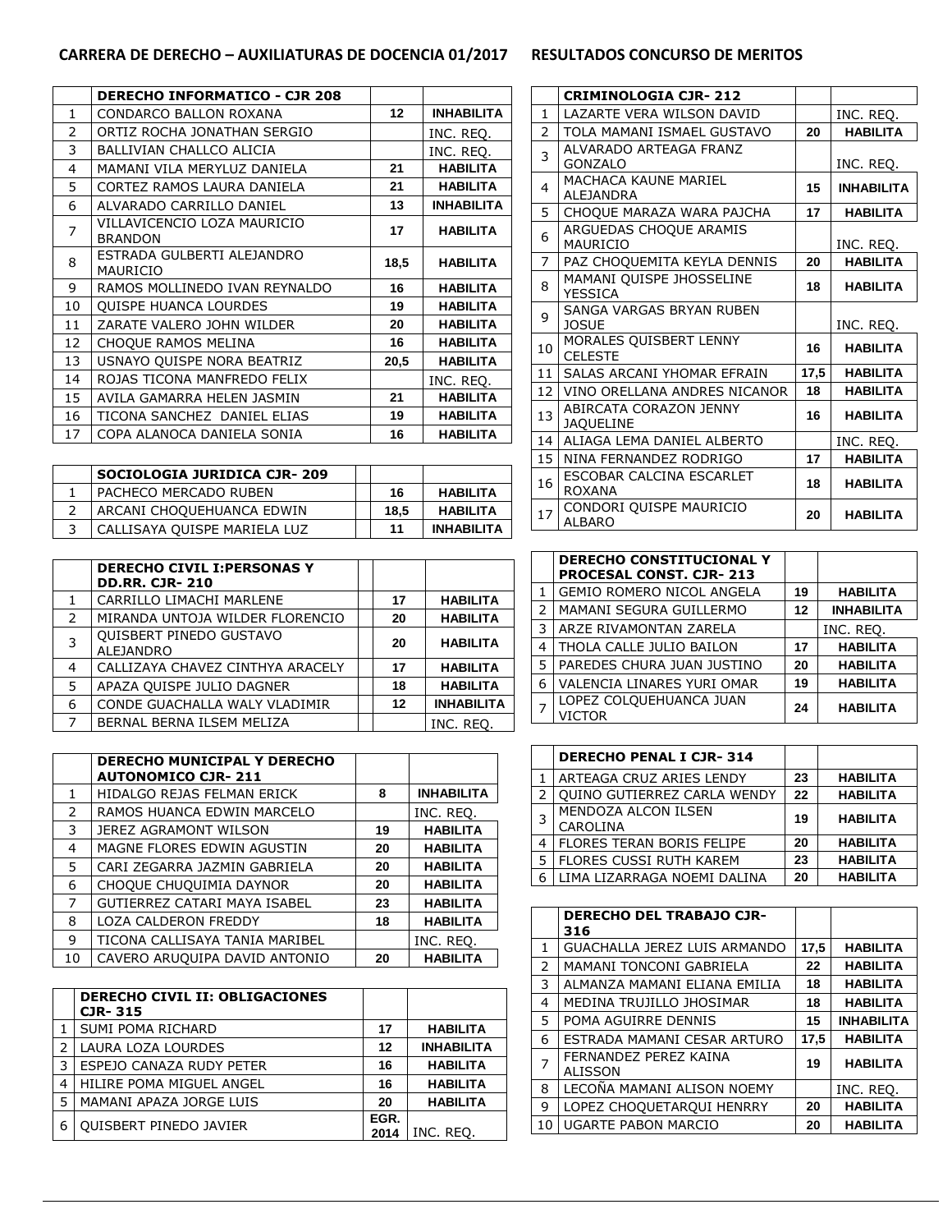## CARRERA DE DERECHO – AUXILIATURAS DE DOCENCIA 01/2017 RESULTADOS CONCURSO DE MERITOS

| | DERECHO INFORMATICO - CJR 208 | | |
|---|---|---|---|
| 1 | CONDARCO BALLON ROXANA | 12 | INHABILITA |
| 2 | ORTIZ ROCHA JONATHAN SERGIO | | INC. REQ. |
| 3 | BALLIVIAN CHALLCO ALICIA | | INC. REQ. |
| 4 | MAMANI VILA MERYLUZ DANIELA | 21 | HABILITA |
| 5 | CORTEZ RAMOS LAURA DANIELA | 21 | HABILITA |
| 6 | ALVARADO CARRILLO DANIEL | 13 | INHABILITA |
| 7 | VILLAVICENCIO LOZA MAURICIO BRANDON | 17 | HABILITA |
| 8 | ESTRADA GULBERTI ALEJANDRO MAURICIO | 18,5 | HABILITA |
| 9 | RAMOS MOLLINEDO IVAN REYNALDO | 16 | HABILITA |
| 10 | QUISPE HUANCA LOURDES | 19 | HABILITA |
| 11 | ZARATE VALERO JOHN WILDER | 20 | HABILITA |
| 12 | CHOQUE RAMOS MELINA | 16 | HABILITA |
| 13 | USNAYO QUISPE NORA BEATRIZ | 20,5 | HABILITA |
| 14 | ROJAS TICONA MANFREDO FELIX | | INC. REQ. |
| 15 | AVILA GAMARRA HELEN JASMIN | 21 | HABILITA |
| 16 | TICONA SANCHEZ DANIEL ELIAS | 19 | HABILITA |
| 17 | COPA ALANOCA DANIELA SONIA | 16 | HABILITA |

| | SOCIOLOGIA JURIDICA CJR- 209 | | |
|---|---|---|---|
| 1 | PACHECO MERCADO RUBEN | 16 | HABILITA |
| 2 | ARCANI CHOQUEHUANCA EDWIN | 18,5 | HABILITA |
| 3 | CALLISAYA QUISPE MARIELA LUZ | 11 | INHABILITA |

| | DERECHO CIVIL I:PERSONAS Y DD.RR. CJR- 210 | | |
|---|---|---|---|
| 1 | CARRILLO LIMACHI MARLENE | 17 | HABILITA |
| 2 | MIRANDA UNTOJA WILDER FLORENCIO | 20 | HABILITA |
| 3 | QUISBERT PINEDO GUSTAVO ALEJANDRO | 20 | HABILITA |
| 4 | CALLIZAYA CHAVEZ CINTHYA ARACELY | 17 | HABILITA |
| 5 | APAZA QUISPE JULIO DAGNER | 18 | HABILITA |
| 6 | CONDE GUACHALLA WALY VLADIMIR | 12 | INHABILITA |
| 7 | BERNAL BERNA ILSEM MELIZA | | INC. REQ. |

| | DERECHO MUNICIPAL Y DERECHO AUTONOMICO CJR- 211 | | |
|---|---|---|---|
| 1 | HIDALGO REJAS FELMAN ERICK | 8 | INHABILITA |
| 2 | RAMOS HUANCA EDWIN MARCELO | | INC. REQ. |
| 3 | JEREZ AGRAMONT WILSON | 19 | HABILITA |
| 4 | MAGNE FLORES EDWIN AGUSTIN | 20 | HABILITA |
| 5 | CARI ZEGARRA JAZMIN GABRIELA | 20 | HABILITA |
| 6 | CHOQUE CHUQUIMIA DAYNOR | 20 | HABILITA |
| 7 | GUTIERREZ CATARI MAYA ISABEL | 23 | HABILITA |
| 8 | LOZA CALDERON FREDDY | 18 | HABILITA |
| 9 | TICONA CALLISAYA TANIA MARIBEL | | INC. REQ. |
| 10 | CAVERO ARUQUIPA DAVID ANTONIO | 20 | HABILITA |

| | DERECHO CIVIL II: OBLIGACIONES CJR- 315 | | |
|---|---|---|---|
| 1 | SUMI POMA RICHARD | 17 | HABILITA |
| 2 | LAURA LOZA LOURDES | 12 | INHABILITA |
| 3 | ESPEJO CANAZA RUDY PETER | 16 | HABILITA |
| 4 | HILIRE POMA MIGUEL ANGEL | 16 | HABILITA |
| 5 | MAMANI APAZA JORGE LUIS | 20 | HABILITA |
| 6 | QUISBERT PINEDO JAVIER | EGR. 2014 | INC. REQ. |

| | CRIMINOLOGIA CJR- 212 | | |
|---|---|---|---|
| 1 | LAZARTE VERA WILSON DAVID | | INC. REQ. |
| 2 | TOLA MAMANI ISMAEL GUSTAVO | 20 | HABILITA |
| 3 | ALVARADO ARTEAGA FRANZ GONZALO | | INC. REQ. |
| 4 | MACHACA KAUNE MARIEL ALEJANDRA | 15 | INHABILITA |
| 5 | CHOQUE MARAZA WARA PAJCHA | 17 | HABILITA |
| 6 | ARGUEDAS CHOQUE ARAMIS MAURICIO | | INC. REQ. |
| 7 | PAZ CHOQUEMITA KEYLA DENNIS | 20 | HABILITA |
| 8 | MAMANI QUISPE JHOSSELINE YESSICA | 18 | HABILITA |
| 9 | SANGA VARGAS BRYAN RUBEN JOSUE | | INC. REQ. |
| 10 | MORALES QUISBERT LENNY CELESTE | 16 | HABILITA |
| 11 | SALAS ARCANI YHOMAR EFRAIN | 17,5 | HABILITA |
| 12 | VINO ORELLANA ANDRES NICANOR | 18 | HABILITA |
| 13 | ABIRCATA CORAZON JENNY JAQUELINE | 16 | HABILITA |
| 14 | ALIAGA LEMA DANIEL ALBERTO | | INC. REQ. |
| 15 | NINA FERNANDEZ RODRIGO | 17 | HABILITA |
| 16 | ESCOBAR CALCINA ESCARLET ROXANA | 18 | HABILITA |
| 17 | CONDORI QUISPE MAURICIO ALBARO | 20 | HABILITA |

| | DERECHO CONSTITUCIONAL Y PROCESAL CONST. CJR- 213 | | |
|---|---|---|---|
| 1 | GEMIO ROMERO NICOL ANGELA | 19 | HABILITA |
| 2 | MAMANI SEGURA GUILLERMO | 12 | INHABILITA |
| 3 | ARZE RIVAMONTAN ZARELA | | INC. REQ. |
| 4 | THOLA CALLE JULIO BAILON | 17 | HABILITA |
| 5 | PAREDES CHURA JUAN JUSTINO | 20 | HABILITA |
| 6 | VALENCIA LINARES YURI OMAR | 19 | HABILITA |
| 7 | LOPEZ COLQUEHUANCA JUAN VICTOR | 24 | HABILITA |

| | DERECHO PENAL I CJR- 314 | | |
|---|---|---|---|
| 1 | ARTEAGA CRUZ ARIES LENDY | 23 | HABILITA |
| 2 | QUINO GUTIERREZ CARLA WENDY | 22 | HABILITA |
| 3 | MENDOZA ALCON ILSEN CAROLINA | 19 | HABILITA |
| 4 | FLORES TERAN BORIS FELIPE | 20 | HABILITA |
| 5 | FLORES CUSSI RUTH KAREM | 23 | HABILITA |
| 6 | LIMA LIZARRAGA NOEMI DALINA | 20 | HABILITA |

| | DERECHO DEL TRABAJO CJR-316 | | |
|---|---|---|---|
| 1 | GUACHALLA JEREZ LUIS ARMANDO | 17,5 | HABILITA |
| 2 | MAMANI TONCONI GABRIELA | 22 | HABILITA |
| 3 | ALMANZA MAMANI ELIANA EMILIA | 18 | HABILITA |
| 4 | MEDINA TRUJILLO JHOSIMAR | 18 | HABILITA |
| 5 | POMA AGUIRRE DENNIS | 15 | INHABILITA |
| 6 | ESTRADA MAMANI CESAR ARTURO | 17,5 | HABILITA |
| 7 | FERNANDEZ PEREZ KAINA ALISSON | 19 | HABILITA |
| 8 | LECOÑA MAMANI ALISON NOEMY | | INC. REQ. |
| 9 | LOPEZ CHOQUETARQUI HENRRY | 20 | HABILITA |
| 10 | UGARTE PABON MARCIO | 20 | HABILITA |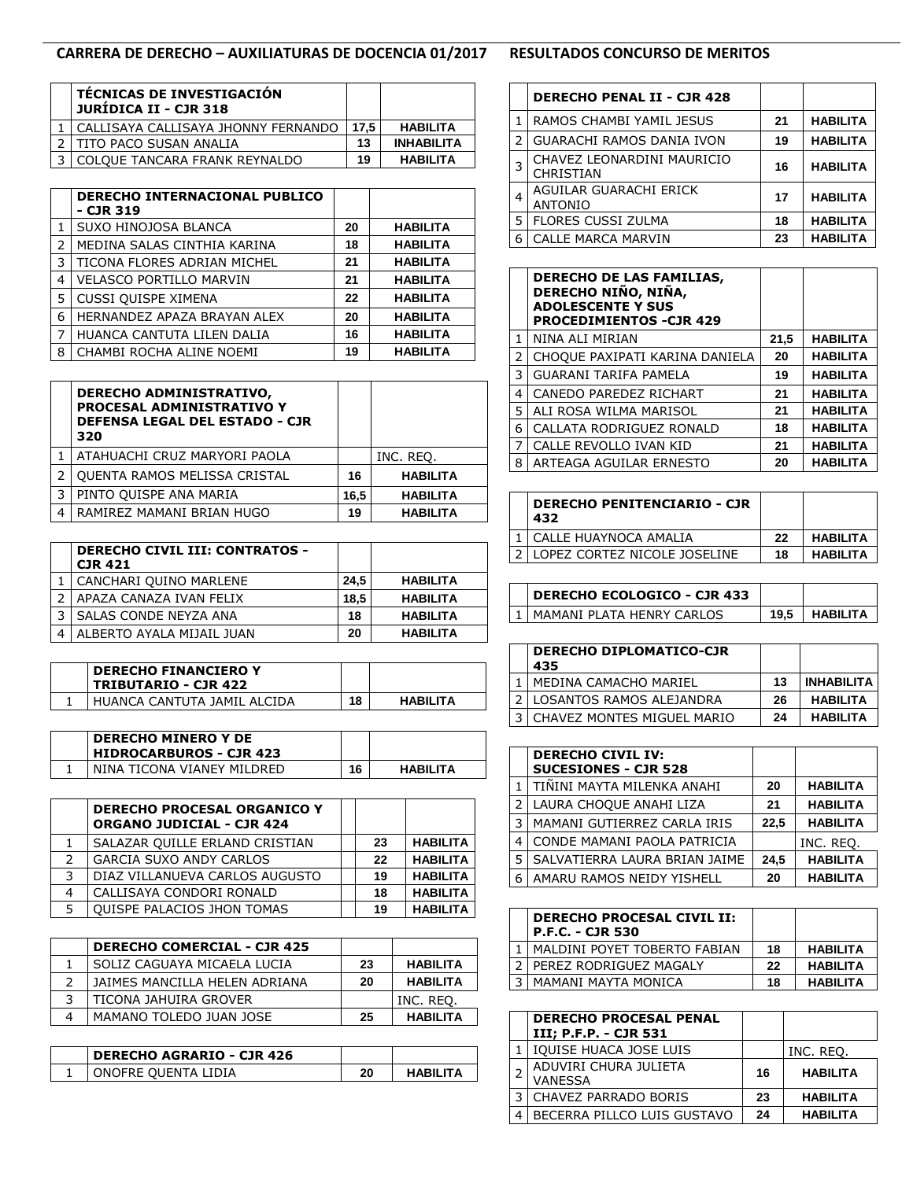# CARRERA DE DERECHO – AUXILIATURAS DE DOCENCIA 01/2017 RESULTADOS CONCURSO DE MERITOS

| | TÉCNICAS DE INVESTIGACIÓN JURÍDICA II - CJR 318 | | |
|---|---|---|---|
| 1 | CALLISAYA CALLISAYA JHONNY FERNANDO | 17,5 | HABILITA |
| 2 | TITO PACO SUSAN ANALIA | 13 | INHABILITA |
| 3 | COLQUE TANCARA FRANK REYNALDO | 19 | HABILITA |

| | DERECHO INTERNACIONAL PUBLICO - CJR 319 | | |
|---|---|---|---|
| 1 | SUXO HINOJOSA BLANCA | 20 | HABILITA |
| 2 | MEDINA SALAS CINTHIA KARINA | 18 | HABILITA |
| 3 | TICONA FLORES ADRIAN MICHEL | 21 | HABILITA |
| 4 | VELASCO PORTILLO MARVIN | 21 | HABILITA |
| 5 | CUSSI QUISPE XIMENA | 22 | HABILITA |
| 6 | HERNANDEZ APAZA BRAYAN ALEX | 20 | HABILITA |
| 7 | HUANCA CANTUTA LILEN DALIA | 16 | HABILITA |
| 8 | CHAMBI ROCHA ALINE NOEMI | 19 | HABILITA |

| | DERECHO ADMINISTRATIVO, PROCESAL ADMINISTRATIVO Y DEFENSA LEGAL DEL ESTADO - CJR 320 | | |
|---|---|---|---|
| 1 | ATAHUACHI CRUZ MARYORI PAOLA | | INC. REQ. |
| 2 | QUENTA RAMOS MELISSA CRISTAL | 16 | HABILITA |
| 3 | PINTO QUISPE ANA MARIA | 16,5 | HABILITA |
| 4 | RAMIREZ MAMANI BRIAN HUGO | 19 | HABILITA |

| | DERECHO CIVIL III: CONTRATOS - CJR 421 | | |
|---|---|---|---|
| 1 | CANCHARI QUINO MARLENE | 24,5 | HABILITA |
| 2 | APAZA CANAZA IVAN FELIX | 18,5 | HABILITA |
| 3 | SALAS CONDE NEYZA ANA | 18 | HABILITA |
| 4 | ALBERTO AYALA MIJAIL JUAN | 20 | HABILITA |

| | DERECHO FINANCIERO Y TRIBUTARIO - CJR 422 | | |
|---|---|---|---|
| 1 | HUANCA CANTUTA JAMIL ALCIDA | 18 | HABILITA |

| | DERECHO MINERO Y DE HIDROCARBUROS - CJR 423 | | |
|---|---|---|---|
| 1 | NINA TICONA VIANEY MILDRED | 16 | HABILITA |

| | DERECHO PROCESAL ORGANICO Y ORGANO JUDICIAL - CJR 424 | | | |
|---|---|---|---|---|
| 1 | SALAZAR QUILLE ERLAND CRISTIAN | | 23 | HABILITA |
| 2 | GARCIA SUXO ANDY CARLOS | | 22 | HABILITA |
| 3 | DIAZ VILLANUEVA CARLOS AUGUSTO | | 19 | HABILITA |
| 4 | CALLISAYA CONDORI RONALD | | 18 | HABILITA |
| 5 | QUISPE PALACIOS JHON TOMAS | | 19 | HABILITA |

| | DERECHO COMERCIAL - CJR 425 | | |
|---|---|---|---|
| 1 | SOLIZ CAGUAYA MICAELA LUCIA | 23 | HABILITA |
| 2 | JAIMES MANCILLA HELEN ADRIANA | 20 | HABILITA |
| 3 | TICONA JAHUIRA GROVER | | INC. REQ. |
| 4 | MAMANO TOLEDO JUAN JOSE | 25 | HABILITA |

| | DERECHO AGRARIO - CJR 426 | | |
|---|---|---|---|
| 1 | ONOFRE QUENTA LIDIA | 20 | HABILITA |

| | DERECHO PENAL II - CJR 428 | | |
|---|---|---|---|
| 1 | RAMOS CHAMBI YAMIL JESUS | 21 | HABILITA |
| 2 | GUARACHI RAMOS DANIA IVON | 19 | HABILITA |
| 3 | CHAVEZ LEONARDINI MAURICIO CHRISTIAN | 16 | HABILITA |
| 4 | AGUILAR GUARACHI ERICK ANTONIO | 17 | HABILITA |
| 5 | FLORES CUSSI ZULMA | 18 | HABILITA |
| 6 | CALLE MARCA MARVIN | 23 | HABILITA |

| | DERECHO DE LAS FAMILIAS, DERECHO NIÑO, NIÑA, ADOLESCENTE Y SUS PROCEDIMIENTOS -CJR 429 | | |
|---|---|---|---|
| 1 | NINA ALI MIRIAN | 21,5 | HABILITA |
| 2 | CHOQUE PAXIPATI KARINA DANIELA | 20 | HABILITA |
| 3 | GUARANI TARIFA PAMELA | 19 | HABILITA |
| 4 | CANEDO PAREDEZ RICHART | 21 | HABILITA |
| 5 | ALI ROSA WILMA MARISOL | 21 | HABILITA |
| 6 | CALLATA RODRIGUEZ RONALD | 18 | HABILITA |
| 7 | CALLE REVOLLO IVAN KID | 21 | HABILITA |
| 8 | ARTEAGA AGUILAR ERNESTO | 20 | HABILITA |

| | DERECHO PENITENCIARIO - CJR 432 | | |
|---|---|---|---|
| 1 | CALLE HUAYNOCA AMALIA | 22 | HABILITA |
| 2 | LOPEZ CORTEZ NICOLE JOSELINE | 18 | HABILITA |

| | DERECHO ECOLOGICO - CJR 433 | | |
|---|---|---|---|
| 1 | MAMANI PLATA HENRY CARLOS | 19,5 | HABILITA |

| | DERECHO DIPLOMATICO-CJR 435 | | |
|---|---|---|---|
| 1 | MEDINA CAMACHO MARIEL | 13 | INHABILITA |
| 2 | LOSANTOS RAMOS ALEJANDRA | 26 | HABILITA |
| 3 | CHAVEZ MONTES MIGUEL MARIO | 24 | HABILITA |

| | DERECHO CIVIL IV: SUCESIONES - CJR 528 | | |
|---|---|---|---|
| 1 | TIÑINI MAYTA MILENKA ANAHI | 20 | HABILITA |
| 2 | LAURA CHOQUE ANAHI LIZA | 21 | HABILITA |
| 3 | MAMANI GUTIERREZ CARLA IRIS | 22,5 | HABILITA |
| 4 | CONDE MAMANI PAOLA PATRICIA | | INC. REQ. |
| 5 | SALVATIERRA LAURA BRIAN JAIME | 24,5 | HABILITA |
| 6 | AMARU RAMOS NEIDY YISHELL | 20 | HABILITA |

| | DERECHO PROCESAL CIVIL II: P.F.C. - CJR 530 | | |
|---|---|---|---|
| 1 | MALDINI POYET TOBERTO FABIAN | 18 | HABILITA |
| 2 | PEREZ RODRIGUEZ MAGALY | 22 | HABILITA |
| 3 | MAMANI MAYTA MONICA | 18 | HABILITA |

| | DERECHO PROCESAL PENAL III; P.F.P. - CJR 531 | | |
|---|---|---|---|
| 1 | IQUISE HUACA JOSE LUIS | | INC. REQ. |
| 2 | ADUVIRI CHURA JULIETA VANESSA | 16 | HABILITA |
| 3 | CHAVEZ PARRADO BORIS | 23 | HABILITA |
| 4 | BECERRA PILLCO LUIS GUSTAVO | 24 | HABILITA |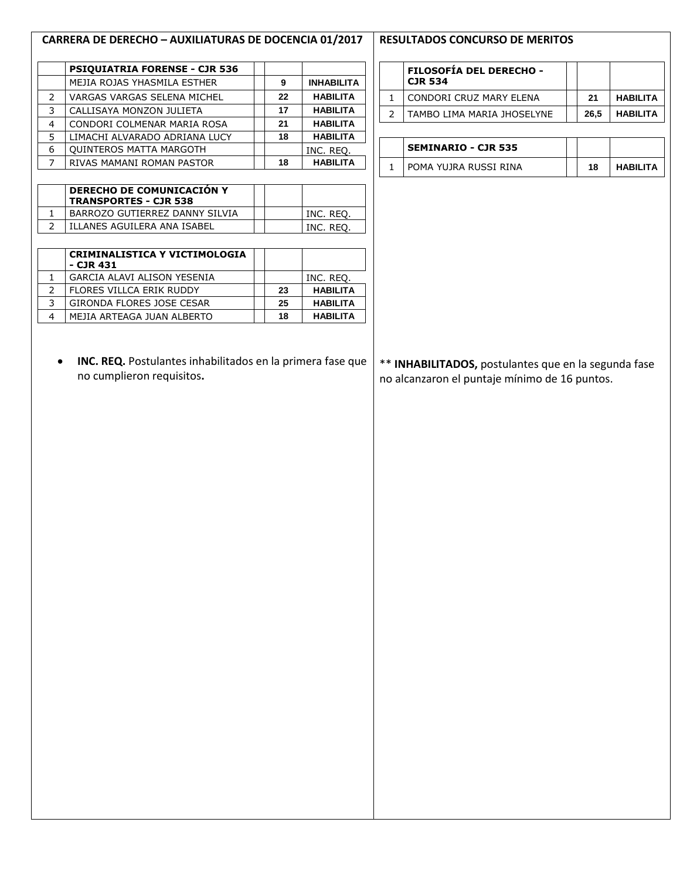**CARRERA DE DERECHO – AUXILIATURAS DE DOCENCIA 01/2017**

| | PSIQUIATRIA FORENSE - CJR 536 | | | |
|---|---|---|---|---|
| | MEJIA ROJAS YHASMILA ESTHER | | 9 | INHABILITA |
| 2 | VARGAS VARGAS SELENA MICHEL | | 22 | HABILITA |
| 3 | CALLISAYA MONZON JULIETA | | 17 | HABILITA |
| 4 | CONDORI COLMENAR MARIA ROSA | | 21 | HABILITA |
| 5 | LIMACHI ALVARADO ADRIANA LUCY | | 18 | HABILITA |
| 6 | QUINTEROS MATTA MARGOTH | | | INC. REQ. |
| 7 | RIVAS MAMANI ROMAN PASTOR | | 18 | HABILITA |

| | DERECHO DE COMUNICACIÓN Y TRANSPORTES - CJR 538 | | | |
|---|---|---|---|---|
| 1 | BARROZO GUTIERREZ DANNY SILVIA | | | INC. REQ. |
| 2 | ILLANES AGUILERA ANA ISABEL | | | INC. REQ. |

| | CRIMINALISTICA Y VICTIMOLOGIA - CJR 431 | | | |
|---|---|---|---|---|
| 1 | GARCIA ALAVI ALISON YESENIA | | | INC. REQ. |
| 2 | FLORES VILLCA ERIK RUDDY | | 23 | HABILITA |
| 3 | GIRONDA FLORES JOSE CESAR | | 25 | HABILITA |
| 4 | MEJIA ARTEAGA JUAN ALBERTO | | 18 | HABILITA |

- **INC. REQ.** Postulantes inhabilitados en la primera fase que no cumplieron requisitos**.**

**RESULTADOS CONCURSO DE MERITOS**

| | FILOSOFÍA DEL DERECHO - CJR 534 | | | |
|---|---|---|---|---|
| 1 | CONDORI CRUZ MARY ELENA | | 21 | HABILITA |
| 2 | TAMBO LIMA MARIA JHOSELYNE | | 26,5 | HABILITA |

| | SEMINARIO - CJR 535 | | | |
|---|---|---|---|---|
| 1 | POMA YUJRA RUSSI RINA | | 18 | HABILITA |

** **INHABILITADOS,** postulantes que en la segunda fase no alcanzaron el puntaje mínimo de 16 puntos.